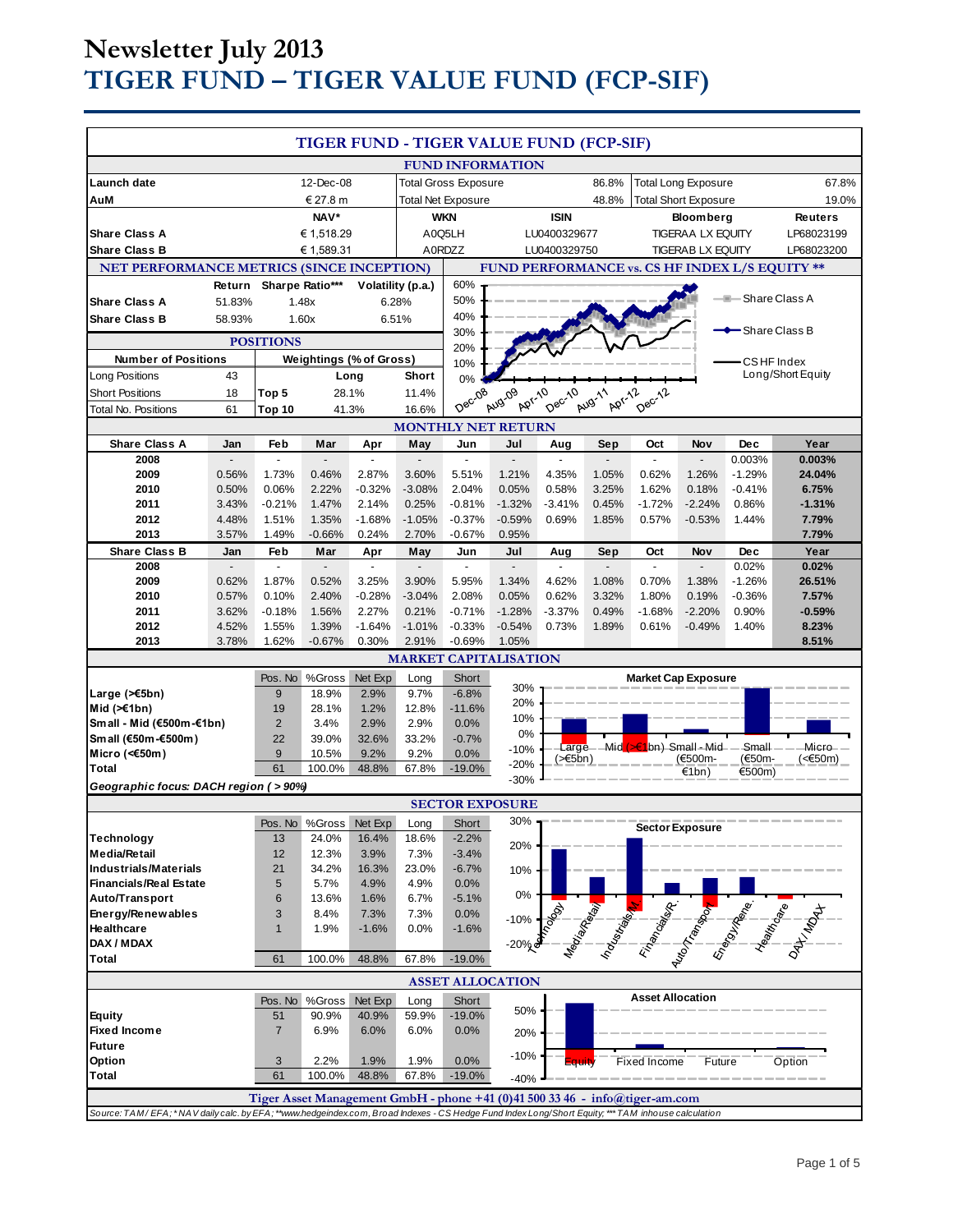# Newsletter July 2013
# TIGER FUND – TIGER VALUE FUND (FCP-SIF)

## TIGER FUND - TIGER VALUE FUND (FCP-SIF)

### FUND INFORMATION

| | | | | | |
|---|---|---|---|---|---|
| Launch date | 12-Dec-08 | Total Gross Exposure | 86.8% | Total Long Exposure | 67.8% |
| AuM | € 27.8 m | Total Net Exposure | 48.8% | Total Short Exposure | 19.0% |

| | NAV* | WKN | ISIN | Bloomberg | Reuters |
|---|---|---|---|---|---|
| Share Class A | € 1,518.29 | A0Q5LH | LU0400329677 | TIGERAA LX EQUITY | LP68023199 |
| Share Class B | € 1,589.31 | A0RDZZ | LU0400329750 | TIGERAB LX EQUITY | LP68023200 |

### NET PERFORMANCE METRICS (SINCE INCEPTION)

| | Return | Sharpe Ratio*** | Volatility (p.a.) |
|---|---|---|---|
| Share Class A | 51.83% | 1.48x | 6.28% |
| Share Class B | 58.93% | 1.60x | 6.51% |

### POSITIONS

| Number of Positions | | Weightings (% of Gross) | Long | Short |
|---|---|---|---|---|
| Long Positions | 43 | | | |
| Short Positions | 18 | Top 5 | 28.1% | 11.4% |
| Total No. Positions | 61 | Top 10 | 41.3% | 16.6% |

### FUND PERFORMANCE vs. CS HF INDEX L/S EQUITY **

Chart legend: Share Class A; Share Class B; CS HF Index Long/Short Equity (x-axis: Dec-08, Aug-09, Apr-10, Dec-10, Aug-11, Apr-12, Dec-12; y-axis: 0%–60%)

### MONTHLY NET RETURN

| Share Class A | Jan | Feb | Mar | Apr | May | Jun | Jul | Aug | Sep | Oct | Nov | Dec | Year |
|---|---|---|---|---|---|---|---|---|---|---|---|---|---|
| 2008 | - | - | - | - | - | - | - | - | - | - | - | 0.003% | 0.003% |
| 2009 | 0.56% | 1.73% | 0.46% | 2.87% | 3.60% | 5.51% | 1.21% | 4.35% | 1.05% | 0.62% | 1.26% | -1.29% | 24.04% |
| 2010 | 0.50% | 0.06% | 2.22% | -0.32% | -3.08% | 2.04% | 0.05% | 0.58% | 3.25% | 1.62% | 0.18% | -0.41% | 6.75% |
| 2011 | 3.43% | -0.21% | 1.47% | 2.14% | 0.25% | -0.81% | -1.32% | -3.41% | 0.45% | -1.72% | -2.24% | 0.86% | -1.31% |
| 2012 | 4.48% | 1.51% | 1.35% | -1.68% | -1.05% | -0.37% | -0.59% | 0.69% | 1.85% | 0.57% | -0.53% | 1.44% | 7.79% |
| 2013 | 3.57% | 1.49% | -0.66% | 0.24% | 2.70% | -0.67% | 0.95% | | | | | | 7.79% |

| Share Class B | Jan | Feb | Mar | Apr | May | Jun | Jul | Aug | Sep | Oct | Nov | Dec | Year |
|---|---|---|---|---|---|---|---|---|---|---|---|---|---|
| 2008 | - | - | - | - | - | - | - | - | - | - | - | 0.02% | 0.02% |
| 2009 | 0.62% | 1.87% | 0.52% | 3.25% | 3.90% | 5.95% | 1.34% | 4.62% | 1.08% | 0.70% | 1.38% | -1.26% | 26.51% |
| 2010 | 0.57% | 0.10% | 2.40% | -0.28% | -3.04% | 2.08% | 0.05% | 0.62% | 3.32% | 1.80% | 0.19% | -0.36% | 7.57% |
| 2011 | 3.62% | -0.18% | 1.56% | 2.27% | 0.21% | -0.71% | -1.28% | -3.37% | 0.49% | -1.68% | -2.20% | 0.90% | -0.59% |
| 2012 | 4.52% | 1.55% | 1.39% | -1.64% | -1.01% | -0.33% | -0.54% | 0.73% | 1.89% | 0.61% | -0.49% | 1.40% | 8.23% |
| 2013 | 3.78% | 1.62% | -0.67% | 0.30% | 2.91% | -0.69% | 1.05% | | | | | | 8.51% |

### MARKET CAPITALISATION

| | Pos. No | %Gross | Net Exp | Long | Short |
|---|---|---|---|---|---|
| Large (>€5bn) | 9 | 18.9% | 2.9% | 9.7% | -6.8% |
| Mid (>€1bn) | 19 | 28.1% | 1.2% | 12.8% | -11.6% |
| Small - Mid (€500m-€1bn) | 2 | 3.4% | 2.9% | 2.9% | 0.0% |
| Small (€50m-€500m) | 22 | 39.0% | 32.6% | 33.2% | -0.7% |
| Micro (<€50m) | 9 | 10.5% | 9.2% | 9.2% | 0.0% |
| Total | 61 | 100.0% | 48.8% | 67.8% | -19.0% |

*Geographic focus: DACH region ( > 90%)*

Chart: Market Cap Exposure

### SECTOR EXPOSURE

| | Pos. No | %Gross | Net Exp | Long | Short |
|---|---|---|---|---|---|
| Technology | 13 | 24.0% | 16.4% | 18.6% | -2.2% |
| Media/Retail | 12 | 12.3% | 3.9% | 7.3% | -3.4% |
| Industrials/Materials | 21 | 34.2% | 16.3% | 23.0% | -6.7% |
| Financials/Real Estate | 5 | 5.7% | 4.9% | 4.9% | 0.0% |
| Auto/Transport | 6 | 13.6% | 1.6% | 6.7% | -5.1% |
| Energy/Renewables | 3 | 8.4% | 7.3% | 7.3% | 0.0% |
| Healthcare | 1 | 1.9% | -1.6% | 0.0% | -1.6% |
| DAX / MDAX | | | | | |
| Total | 61 | 100.0% | 48.8% | 67.8% | -19.0% |

Chart: Sector Exposure

### ASSET ALLOCATION

| | Pos. No | %Gross | Net Exp | Long | Short |
|---|---|---|---|---|---|
| Equity | 51 | 90.9% | 40.9% | 59.9% | -19.0% |
| Fixed Income | 7 | 6.9% | 6.0% | 6.0% | 0.0% |
| Future | | | | | |
| Option | 3 | 2.2% | 1.9% | 1.9% | 0.0% |
| Total | 61 | 100.0% | 48.8% | 67.8% | -19.0% |

Chart: Asset Allocation

**Tiger Asset Management GmbH - phone +41 (0)41 500 33 46 - info@tiger-am.com**

*Source: TAM / EFA; * NAV daily calc. by EFA; **www.hedgeindex.com, Broad Indexes - CS Hedge Fund Index Long/Short Equity; *** TAM inhouse calculation*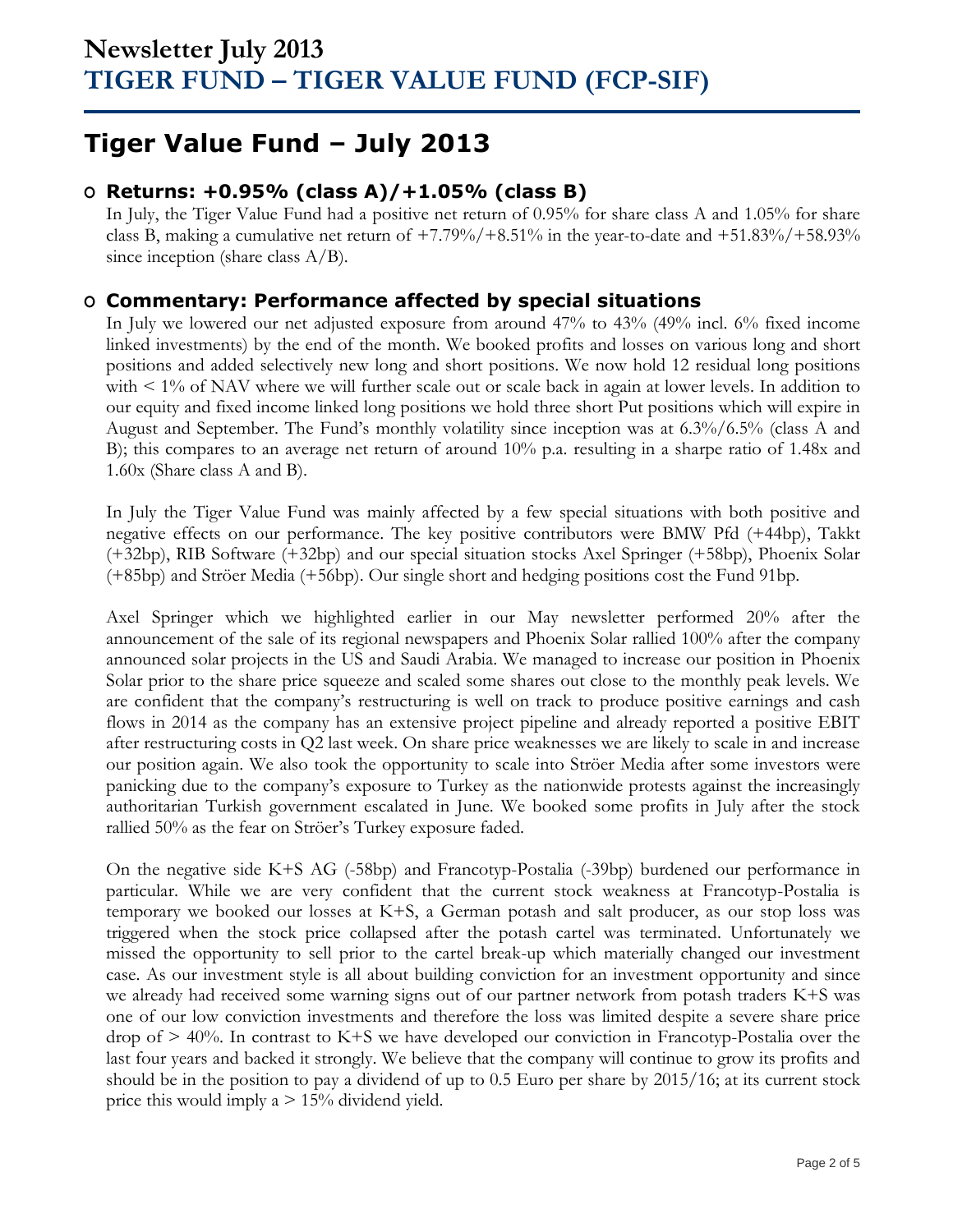# Newsletter July 2013
# TIGER FUND – TIGER VALUE FUND (FCP-SIF)

## Tiger Value Fund – July 2013

### Returns: +0.95% (class A)/+1.05% (class B)

In July, the Tiger Value Fund had a positive net return of 0.95% for share class A and 1.05% for share class B, making a cumulative net return of +7.79%/+8.51% in the year-to-date and +51.83%/+58.93% since inception (share class A/B).

### Commentary: Performance affected by special situations

In July we lowered our net adjusted exposure from around 47% to 43% (49% incl. 6% fixed income linked investments) by the end of the month. We booked profits and losses on various long and short positions and added selectively new long and short positions. We now hold 12 residual long positions with < 1% of NAV where we will further scale out or scale back in again at lower levels. In addition to our equity and fixed income linked long positions we hold three short Put positions which will expire in August and September. The Fund's monthly volatility since inception was at 6.3%/6.5% (class A and B); this compares to an average net return of around 10% p.a. resulting in a sharpe ratio of 1.48x and 1.60x (Share class A and B).

In July the Tiger Value Fund was mainly affected by a few special situations with both positive and negative effects on our performance. The key positive contributors were BMW Pfd (+44bp), Takkt (+32bp), RIB Software (+32bp) and our special situation stocks Axel Springer (+58bp), Phoenix Solar (+85bp) and Ströer Media (+56bp). Our single short and hedging positions cost the Fund 91bp.

Axel Springer which we highlighted earlier in our May newsletter performed 20% after the announcement of the sale of its regional newspapers and Phoenix Solar rallied 100% after the company announced solar projects in the US and Saudi Arabia. We managed to increase our position in Phoenix Solar prior to the share price squeeze and scaled some shares out close to the monthly peak levels. We are confident that the company's restructuring is well on track to produce positive earnings and cash flows in 2014 as the company has an extensive project pipeline and already reported a positive EBIT after restructuring costs in Q2 last week. On share price weaknesses we are likely to scale in and increase our position again. We also took the opportunity to scale into Ströer Media after some investors were panicking due to the company's exposure to Turkey as the nationwide protests against the increasingly authoritarian Turkish government escalated in June. We booked some profits in July after the stock rallied 50% as the fear on Ströer's Turkey exposure faded.

On the negative side K+S AG (-58bp) and Francotyp-Postalia (-39bp) burdened our performance in particular. While we are very confident that the current stock weakness at Francotyp-Postalia is temporary we booked our losses at K+S, a German potash and salt producer, as our stop loss was triggered when the stock price collapsed after the potash cartel was terminated. Unfortunately we missed the opportunity to sell prior to the cartel break-up which materially changed our investment case. As our investment style is all about building conviction for an investment opportunity and since we already had received some warning signs out of our partner network from potash traders K+S was one of our low conviction investments and therefore the loss was limited despite a severe share price drop of > 40%. In contrast to K+S we have developed our conviction in Francotyp-Postalia over the last four years and backed it strongly. We believe that the company will continue to grow its profits and should be in the position to pay a dividend of up to 0.5 Euro per share by 2015/16; at its current stock price this would imply a > 15% dividend yield.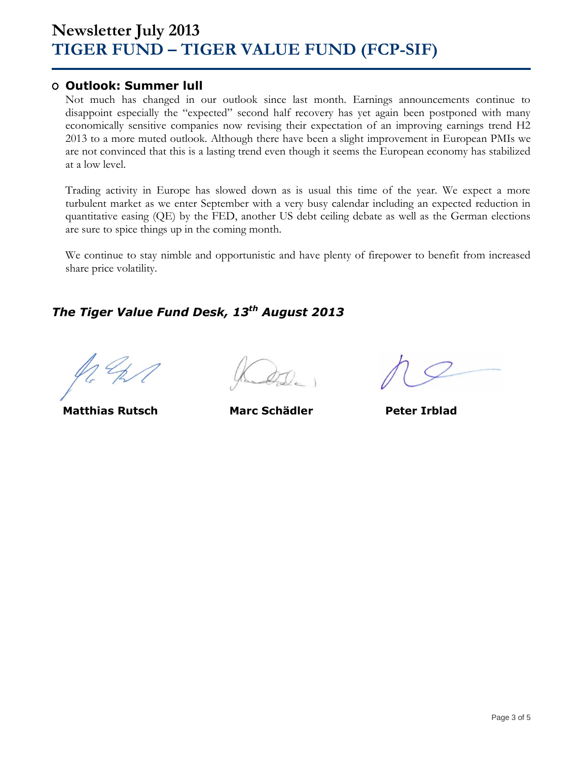# Newsletter July 2013
# TIGER FUND – TIGER VALUE FUND (FCP-SIF)

## Outlook: Summer lull

Not much has changed in our outlook since last month. Earnings announcements continue to disappoint especially the "expected" second half recovery has yet again been postponed with many economically sensitive companies now revising their expectation of an improving earnings trend H2 2013 to a more muted outlook. Although there have been a slight improvement in European PMIs we are not convinced that this is a lasting trend even though it seems the European economy has stabilized at a low level.

Trading activity in Europe has slowed down as is usual this time of the year. We expect a more turbulent market as we enter September with a very busy calendar including an expected reduction in quantitative easing (QE) by the FED, another US debt ceiling debate as well as the German elections are sure to spice things up in the coming month.

We continue to stay nimble and opportunistic and have plenty of firepower to benefit from increased share price volatility.

***The Tiger Value Fund Desk, 13th August 2013***

**Matthias Rutsch** **Marc Schädler** **Peter Irblad**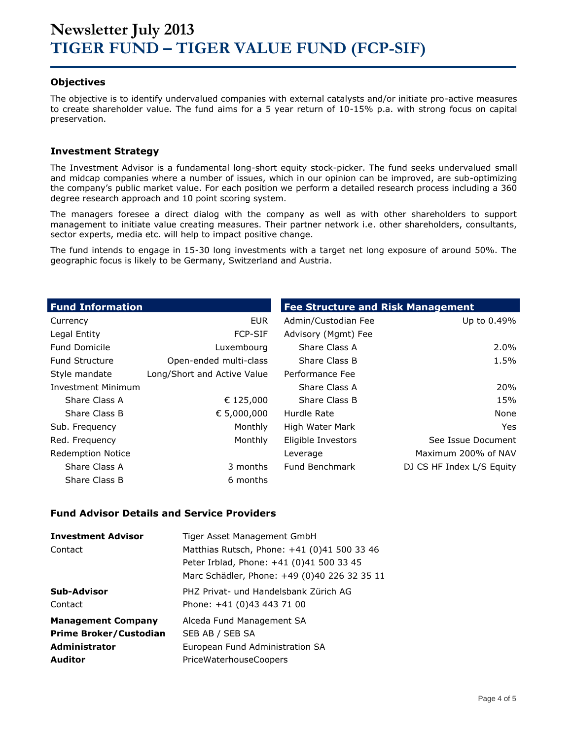# Newsletter July 2013
# TIGER FUND – TIGER VALUE FUND (FCP-SIF)

### Objectives

The objective is to identify undervalued companies with external catalysts and/or initiate pro-active measures to create shareholder value. The fund aims for a 5 year return of 10-15% p.a. with strong focus on capital preservation.

### Investment Strategy

The Investment Advisor is a fundamental long-short equity stock-picker. The fund seeks undervalued small and midcap companies where a number of issues, which in our opinion can be improved, are sub-optimizing the company's public market value. For each position we perform a detailed research process including a 360 degree research approach and 10 point scoring system.

The managers foresee a direct dialog with the company as well as with other shareholders to support management to initiate value creating measures. Their partner network i.e. other shareholders, consultants, sector experts, media etc. will help to impact positive change.

The fund intends to engage in 15-30 long investments with a target net long exposure of around 50%. The geographic focus is likely to be Germany, Switzerland and Austria.

| Fund Information | |
|---|---|
| Currency | EUR |
| Legal Entity | FCP-SIF |
| Fund Domicile | Luxembourg |
| Fund Structure | Open-ended multi-class |
| Style mandate | Long/Short and Active Value |
| Investment Minimum | |
| Share Class A | € 125,000 |
| Share Class B | € 5,000,000 |
| Sub. Frequency | Monthly |
| Red. Frequency | Monthly |
| Redemption Notice | |
| Share Class A | 3 months |
| Share Class B | 6 months |

| Fee Structure and Risk Management | |
|---|---|
| Admin/Custodian Fee | Up to 0.49% |
| Advisory (Mgmt) Fee | |
| Share Class A | 2.0% |
| Share Class B | 1.5% |
| Performance Fee | |
| Share Class A | 20% |
| Share Class B | 15% |
| Hurdle Rate | None |
| High Water Mark | Yes |
| Eligible Investors | See Issue Document |
| Leverage | Maximum 200% of NAV |
| Fund Benchmark | DJ CS HF Index L/S Equity |

### Fund Advisor Details and Service Providers

| | |
|---|---|
| **Investment Advisor** | Tiger Asset Management GmbH |
| Contact | Matthias Rutsch, Phone: +41 (0)41 500 33 46 |
| | Peter Irblad, Phone: +41 (0)41 500 33 45 |
| | Marc Schädler, Phone: +49 (0)40 226 32 35 11 |
| **Sub-Advisor** | PHZ Privat- und Handelsbank Zürich AG |
| Contact | Phone: +41 (0)43 443 71 00 |
| **Management Company** | Alceda Fund Management SA |
| **Prime Broker/Custodian** | SEB AB / SEB SA |
| **Administrator** | European Fund Administration SA |
| **Auditor** | PriceWaterhouseCoopers |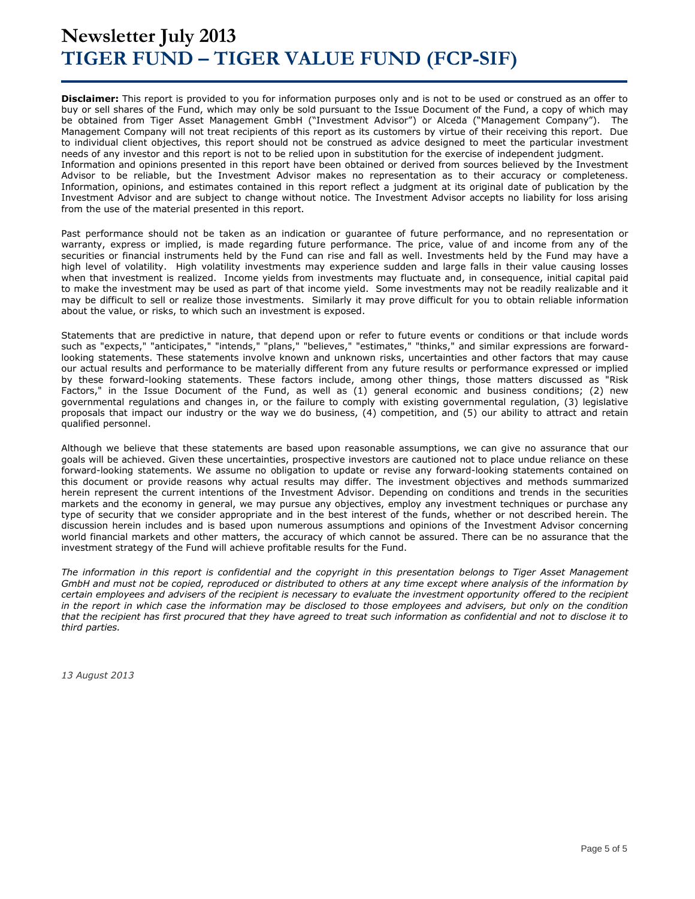# Newsletter July 2013
# TIGER FUND – TIGER VALUE FUND (FCP-SIF)

**Disclaimer:** This report is provided to you for information purposes only and is not to be used or construed as an offer to buy or sell shares of the Fund, which may only be sold pursuant to the Issue Document of the Fund, a copy of which may be obtained from Tiger Asset Management GmbH ("Investment Advisor") or Alceda ("Management Company"). The Management Company will not treat recipients of this report as its customers by virtue of their receiving this report. Due to individual client objectives, this report should not be construed as advice designed to meet the particular investment needs of any investor and this report is not to be relied upon in substitution for the exercise of independent judgment. Information and opinions presented in this report have been obtained or derived from sources believed by the Investment Advisor to be reliable, but the Investment Advisor makes no representation as to their accuracy or completeness. Information, opinions, and estimates contained in this report reflect a judgment at its original date of publication by the Investment Advisor and are subject to change without notice. The Investment Advisor accepts no liability for loss arising from the use of the material presented in this report.

Past performance should not be taken as an indication or guarantee of future performance, and no representation or warranty, express or implied, is made regarding future performance. The price, value of and income from any of the securities or financial instruments held by the Fund can rise and fall as well. Investments held by the Fund may have a high level of volatility. High volatility investments may experience sudden and large falls in their value causing losses when that investment is realized. Income yields from investments may fluctuate and, in consequence, initial capital paid to make the investment may be used as part of that income yield. Some investments may not be readily realizable and it may be difficult to sell or realize those investments. Similarly it may prove difficult for you to obtain reliable information about the value, or risks, to which such an investment is exposed.

Statements that are predictive in nature, that depend upon or refer to future events or conditions or that include words such as "expects," "anticipates," "intends," "plans," "believes," "estimates," "thinks," and similar expressions are forward-looking statements. These statements involve known and unknown risks, uncertainties and other factors that may cause our actual results and performance to be materially different from any future results or performance expressed or implied by these forward-looking statements. These factors include, among other things, those matters discussed as "Risk Factors," in the Issue Document of the Fund, as well as (1) general economic and business conditions; (2) new governmental regulations and changes in, or the failure to comply with existing governmental regulation, (3) legislative proposals that impact our industry or the way we do business, (4) competition, and (5) our ability to attract and retain qualified personnel.

Although we believe that these statements are based upon reasonable assumptions, we can give no assurance that our goals will be achieved. Given these uncertainties, prospective investors are cautioned not to place undue reliance on these forward-looking statements. We assume no obligation to update or revise any forward-looking statements contained on this document or provide reasons why actual results may differ. The investment objectives and methods summarized herein represent the current intentions of the Investment Advisor. Depending on conditions and trends in the securities markets and the economy in general, we may pursue any objectives, employ any investment techniques or purchase any type of security that we consider appropriate and in the best interest of the funds, whether or not described herein. The discussion herein includes and is based upon numerous assumptions and opinions of the Investment Advisor concerning world financial markets and other matters, the accuracy of which cannot be assured. There can be no assurance that the investment strategy of the Fund will achieve profitable results for the Fund.

*The information in this report is confidential and the copyright in this presentation belongs to Tiger Asset Management GmbH and must not be copied, reproduced or distributed to others at any time except where analysis of the information by certain employees and advisers of the recipient is necessary to evaluate the investment opportunity offered to the recipient in the report in which case the information may be disclosed to those employees and advisers, but only on the condition that the recipient has first procured that they have agreed to treat such information as confidential and not to disclose it to third parties.*

*13 August 2013*